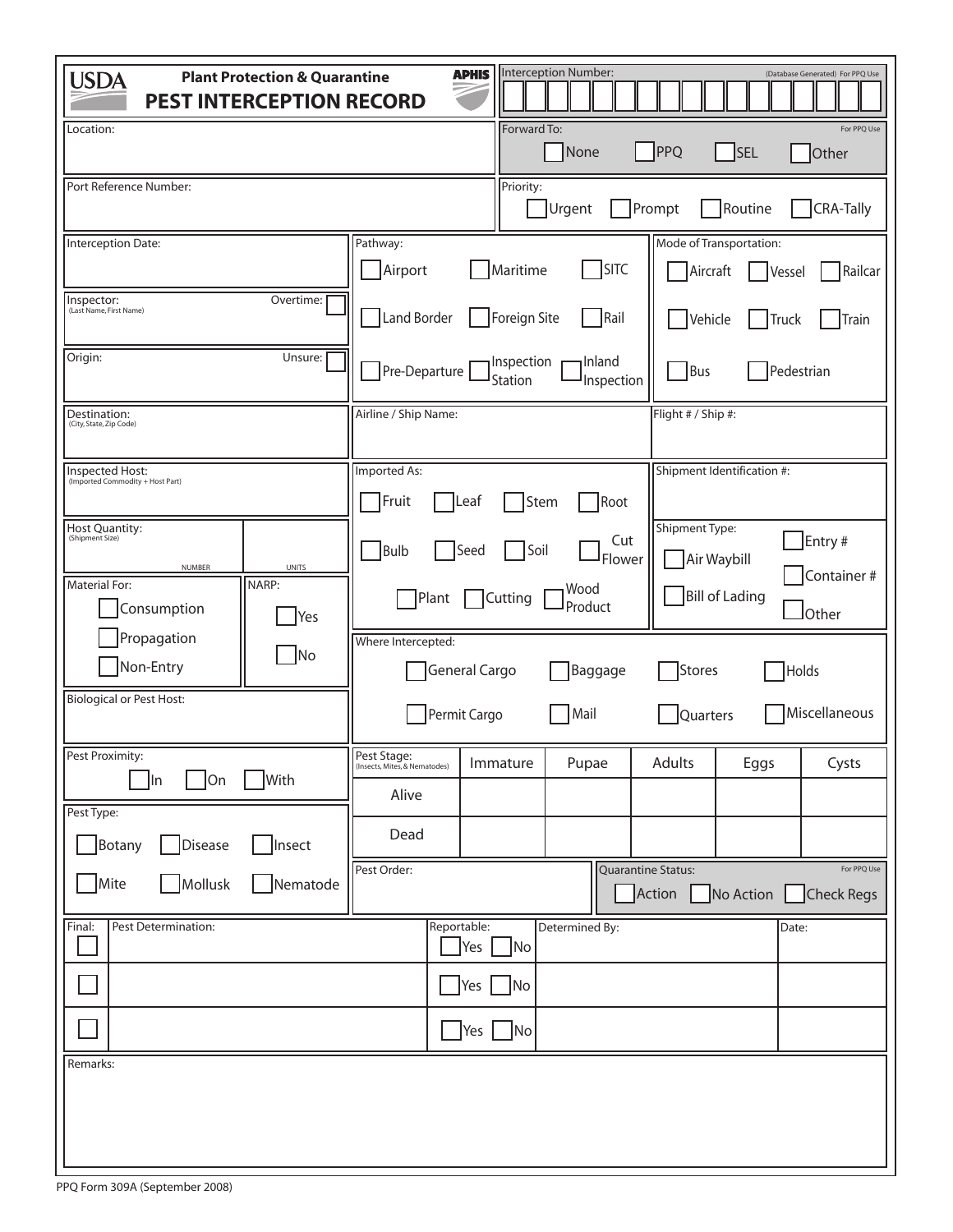USDA

# Plant Protection & Quarantine
## PEST INTERCEPTION RECORD

APHIS

Interception Number: (Database Generated) For PPQ Use

Location:

Forward To: (For PPQ Use)
☐ None ☐ PPQ ☐ SEL ☐ Other

Port Reference Number:

Priority:
☐ Urgent ☐ Prompt ☐ Routine ☐ CRA-Tally

Interception Date:

Pathway:
☐ Airport ☐ Maritime ☐ SITC
☐ Land Border ☐ Foreign Site ☐ Rail
☐ Pre-Departure ☐ Inspection Station ☐ Inland Inspection

Mode of Transportation:
☐ Aircraft ☐ Vessel ☐ Railcar
☐ Vehicle ☐ Truck ☐ Train
☐ Bus ☐ Pedestrian

Inspector: (Last Name, First Name) Overtime: ☐

Origin: Unsure: ☐

Destination: (City, State, Zip Code)

Airline / Ship Name:

Flight # / Ship #:

Inspected Host: (Imported Commodity + Host Part)

Imported As:
☐ Fruit ☐ Leaf ☐ Stem ☐ Root
☐ Bulb ☐ Seed ☐ Soil ☐ Cut Flower
☐ Plant ☐ Cutting ☐ Wood Product

Shipment Identification #:

Host Quantity: (Shipment Size)

NUMBER UNITS

Shipment Type:
☐ Air Waybill ☐ Bill of Lading
☐ Entry # ☐ Container # ☐ Other

Material For:
☐ Consumption
☐ Propagation
☐ Non-Entry

NARP:
☐ Yes
☐ No

Where Intercepted:
☐ General Cargo ☐ Baggage ☐ Stores ☐ Holds
☐ Permit Cargo ☐ Mail ☐ Quarters ☐ Miscellaneous

Biological or Pest Host:

Pest Proximity:
☐ In ☐ On ☐ With

Pest Type:
☐ Botany ☐ Disease ☐ Insect
☐ Mite ☐ Mollusk ☐ Nematode

| Pest Stage: (Insects, Mites, & Nematodes) | Immature | Pupae | Adults | Eggs | Cysts |
|---|---|---|---|---|---|
| Alive | | | | | |
| Dead | | | | | |

Pest Order:

Quarantine Status: (For PPQ Use)
☐ Action ☐ No Action ☐ Check Regs

| Final: | Pest Determination: | Reportable: | Determined By: | Date: |
|---|---|---|---|---|
| ☐ | | ☐ Yes ☐ No | | |
| ☐ | | ☐ Yes ☐ No | | |
| ☐ | | ☐ Yes ☐ No | | |

Remarks:

PPQ Form 309A (September 2008)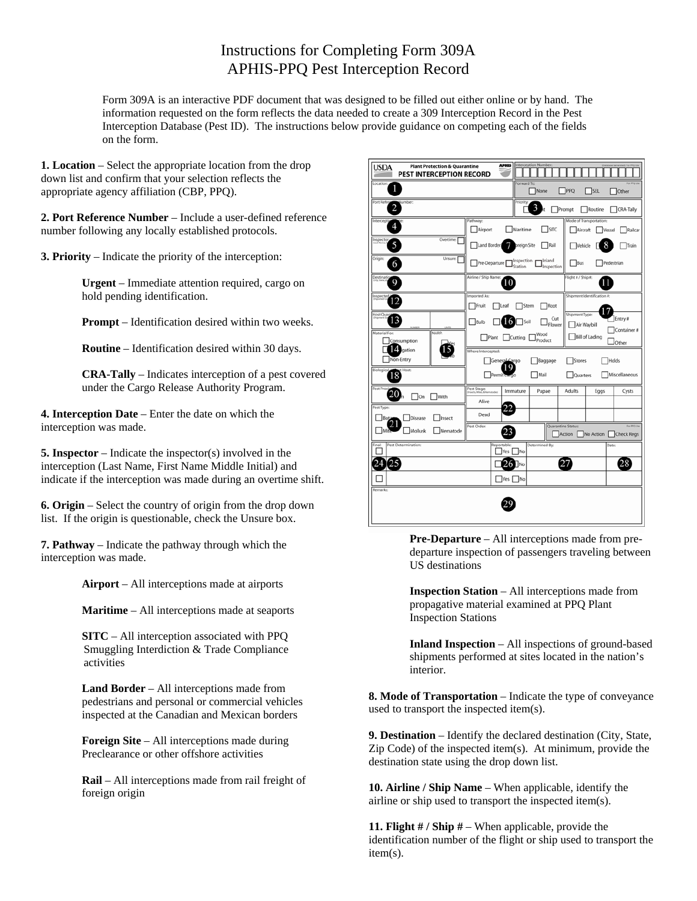# Instructions for Completing Form 309A
# APHIS-PPQ Pest Interception Record

Form 309A is an interactive PDF document that was designed to be filled out either online or by hand. The information requested on the form reflects the data needed to create a 309 Interception Record in the Pest Interception Database (Pest ID). The instructions below provide guidance on competing each of the fields on the form.

**1. Location** – Select the appropriate location from the drop down list and confirm that your selection reflects the appropriate agency affiliation (CBP, PPQ).

**2. Port Reference Number** – Include a user-defined reference number following any locally established protocols.

**3. Priority** – Indicate the priority of the interception:

> **Urgent** – Immediate attention required, cargo on hold pending identification.
>
> **Prompt** – Identification desired within two weeks.
>
> **Routine** – Identification desired within 30 days.
>
> **CRA-Tally** – Indicates interception of a pest covered under the Cargo Release Authority Program.

**4. Interception Date** – Enter the date on which the interception was made.

**5. Inspector** – Indicate the inspector(s) involved in the interception (Last Name, First Name Middle Initial) and indicate if the interception was made during an overtime shift.

**6. Origin** – Select the country of origin from the drop down list. If the origin is questionable, check the Unsure box.

**7. Pathway** – Indicate the pathway through which the interception was made.

> **Airport** – All interceptions made at airports
>
> **Maritime** – All interceptions made at seaports
>
> **SITC** – All interception associated with PPQ Smuggling Interdiction & Trade Compliance activities
>
> **Land Border** – All interceptions made from pedestrians and personal or commercial vehicles inspected at the Canadian and Mexican borders
>
> **Foreign Site** – All interceptions made during Preclearance or other offshore activities
>
> **Rail** – All interceptions made from rail freight of foreign origin
>
> **Pre-Departure** – All interceptions made from pre-departure inspection of passengers traveling between US destinations
>
> **Inspection Station** – All interceptions made from propagative material examined at PPQ Plant Inspection Stations
>
> **Inland Inspection** – All inspections of ground-based shipments performed at sites located in the nation's interior.

**8. Mode of Transportation** – Indicate the type of conveyance used to transport the inspected item(s).

**9. Destination** – Identify the declared destination (City, State, Zip Code) of the inspected item(s). At minimum, provide the destination state using the drop down list.

**10. Airline / Ship Name** – When applicable, identify the airline or ship used to transport the inspected item(s).

**11. Flight # / Ship #** – When applicable, provide the identification number of the flight or ship used to transport the item(s).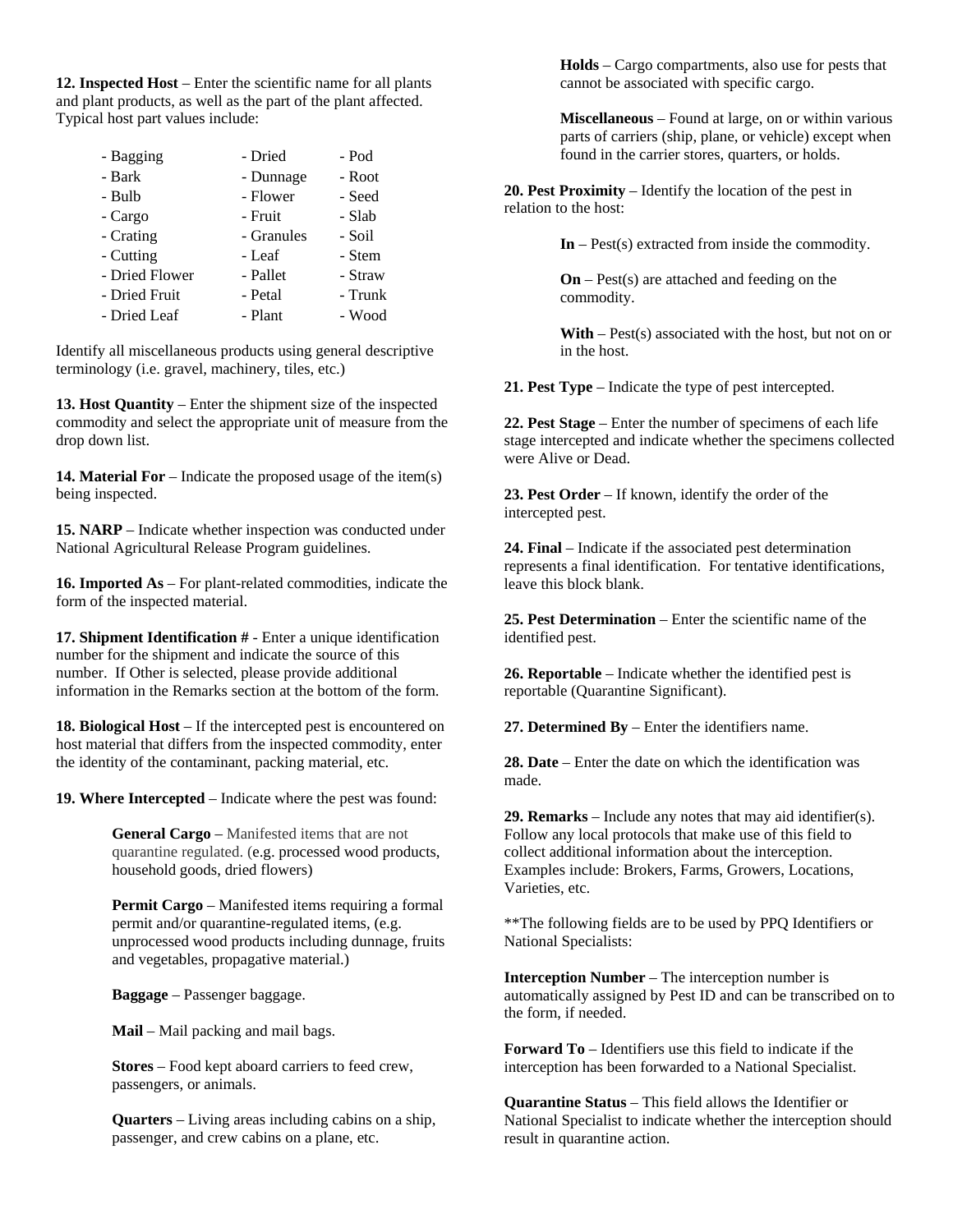**12. Inspected Host** – Enter the scientific name for all plants and plant products, as well as the part of the plant affected. Typical host part values include:

| | | |
|---|---|---|
| - Bagging | - Dried | - Pod |
| - Bark | - Dunnage | - Root |
| - Bulb | - Flower | - Seed |
| - Cargo | - Fruit | - Slab |
| - Crating | - Granules | - Soil |
| - Cutting | - Leaf | - Stem |
| - Dried Flower | - Pallet | - Straw |
| - Dried Fruit | - Petal | - Trunk |
| - Dried Leaf | - Plant | - Wood |

Identify all miscellaneous products using general descriptive terminology (i.e. gravel, machinery, tiles, etc.)

**13. Host Quantity** – Enter the shipment size of the inspected commodity and select the appropriate unit of measure from the drop down list.

**14. Material For** – Indicate the proposed usage of the item(s) being inspected.

**15. NARP** – Indicate whether inspection was conducted under National Agricultural Release Program guidelines.

**16. Imported As** – For plant-related commodities, indicate the form of the inspected material.

**17. Shipment Identification #** - Enter a unique identification number for the shipment and indicate the source of this number. If Other is selected, please provide additional information in the Remarks section at the bottom of the form.

**18. Biological Host** – If the intercepted pest is encountered on host material that differs from the inspected commodity, enter the identity of the contaminant, packing material, etc.

**19. Where Intercepted** – Indicate where the pest was found:

> **General Cargo** – Manifested items that are not quarantine regulated. (e.g. processed wood products, household goods, dried flowers)
>
> **Permit Cargo** – Manifested items requiring a formal permit and/or quarantine-regulated items, (e.g. unprocessed wood products including dunnage, fruits and vegetables, propagative material.)
>
> **Baggage** – Passenger baggage.
>
> **Mail** – Mail packing and mail bags.
>
> **Stores** – Food kept aboard carriers to feed crew, passengers, or animals.
>
> **Quarters** – Living areas including cabins on a ship, passenger, and crew cabins on a plane, etc.
>
> **Holds** – Cargo compartments, also use for pests that cannot be associated with specific cargo.
>
> **Miscellaneous** – Found at large, on or within various parts of carriers (ship, plane, or vehicle) except when found in the carrier stores, quarters, or holds.

**20. Pest Proximity** – Identify the location of the pest in relation to the host:

> **In** – Pest(s) extracted from inside the commodity.
>
> **On** – Pest(s) are attached and feeding on the commodity.
>
> **With** – Pest(s) associated with the host, but not on or in the host.

**21. Pest Type** – Indicate the type of pest intercepted.

**22. Pest Stage** – Enter the number of specimens of each life stage intercepted and indicate whether the specimens collected were Alive or Dead.

**23. Pest Order** – If known, identify the order of the intercepted pest.

**24. Final** – Indicate if the associated pest determination represents a final identification. For tentative identifications, leave this block blank.

**25. Pest Determination** – Enter the scientific name of the identified pest.

**26. Reportable** – Indicate whether the identified pest is reportable (Quarantine Significant).

**27. Determined By** – Enter the identifiers name.

**28. Date** – Enter the date on which the identification was made.

**29. Remarks** – Include any notes that may aid identifier(s). Follow any local protocols that make use of this field to collect additional information about the interception. Examples include: Brokers, Farms, Growers, Locations, Varieties, etc.

**The following fields are to be used by PPQ Identifiers or National Specialists:

**Interception Number** – The interception number is automatically assigned by Pest ID and can be transcribed on to the form, if needed.

**Forward To** – Identifiers use this field to indicate if the interception has been forwarded to a National Specialist.

**Quarantine Status** – This field allows the Identifier or National Specialist to indicate whether the interception should result in quarantine action.